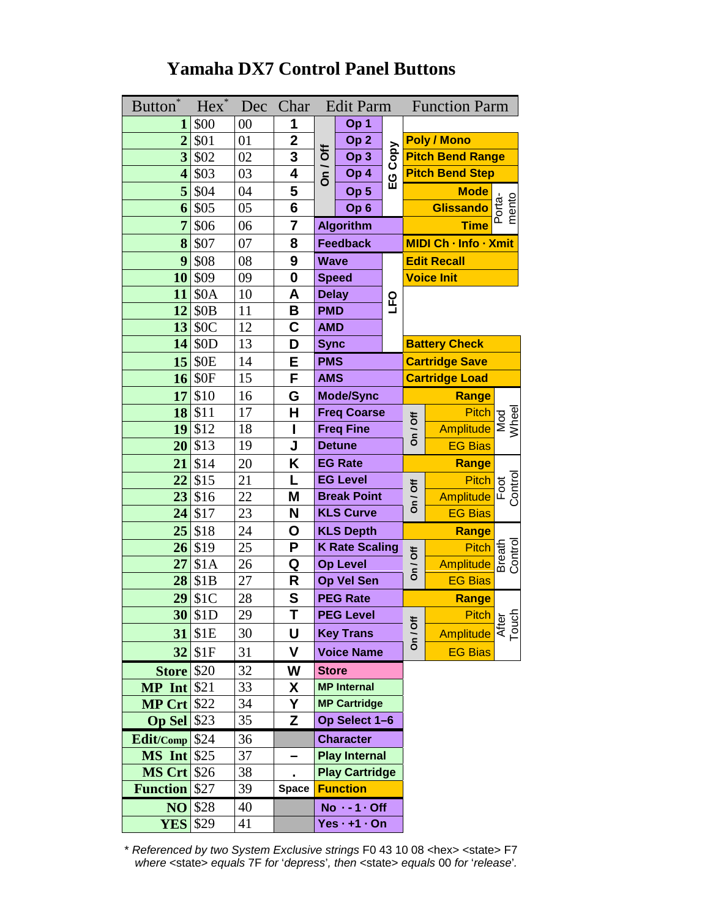# Yamaha DX7 Control Panel Buttons

| Button* | Hex* | Dec | Char | Edit Parm | | | Function Parm | | |
|---|---|---|---|---|---|---|---|---|---|
| 1 | $00 | 00 | 1 | On / Off | Op 1 | EG Copy | | | |
| 2 | $01 | 01 | 2 | | Op 2 | | Poly / Mono | | |
| 3 | $02 | 02 | 3 | | Op 3 | | Pitch Bend Range | | |
| 4 | $03 | 03 | 4 | | Op 4 | | Pitch Bend Step | | |
| 5 | $04 | 04 | 5 | | Op 5 | | Mode | | Porta-mento |
| 6 | $05 | 05 | 6 | | Op 6 | | Glissando | | |
| 7 | $06 | 06 | 7 | Algorithm | | | Time | | |
| 8 | $07 | 07 | 8 | Feedback | | | MIDI Ch · Info · Xmit | | |
| 9 | $08 | 08 | 9 | Wave | | LFO | Edit Recall | | |
| 10 | $09 | 09 | 0 | Speed | | | Voice Init | | |
| 11 | $0A | 10 | A | Delay | | | | | |
| 12 | $0B | 11 | B | PMD | | | | | |
| 13 | $0C | 12 | C | AMD | | | | | |
| 14 | $0D | 13 | D | Sync | | | Battery Check | | |
| 15 | $0E | 14 | E | PMS | | | Cartridge Save | | |
| 16 | $0F | 15 | F | AMS | | | Cartridge Load | | |
| 17 | $10 | 16 | G | Mode/Sync | | | | Range | Mod Wheel |
| 18 | $11 | 17 | H | Freq Coarse | | | On / Off | Pitch | |
| 19 | $12 | 18 | I | Freq Fine | | | | Amplitude | |
| 20 | $13 | 19 | J | Detune | | | | EG Bias | |
| 21 | $14 | 20 | K | EG Rate | | | | Range | Foot Control |
| 22 | $15 | 21 | L | EG Level | | | On / Off | Pitch | |
| 23 | $16 | 22 | M | Break Point | | | | Amplitude | |
| 24 | $17 | 23 | N | KLS Curve | | | | EG Bias | |
| 25 | $18 | 24 | O | KLS Depth | | | | Range | Breath Control |
| 26 | $19 | 25 | P | K Rate Scaling | | | On / Off | Pitch | |
| 27 | $1A | 26 | Q | Op Level | | | | Amplitude | |
| 28 | $1B | 27 | R | Op Vel Sen | | | | EG Bias | |
| 29 | $1C | 28 | S | PEG Rate | | | | Range | After Touch |
| 30 | $1D | 29 | T | PEG Level | | | On / Off | Pitch | |
| 31 | $1E | 30 | U | Key Trans | | | | Amplitude | |
| 32 | $1F | 31 | V | Voice Name | | | | EG Bias | |
| Store | $20 | 32 | W | Store | | | | | |
| MP Int | $21 | 33 | X | MP Internal | | | | | |
| MP Crt | $22 | 34 | Y | MP Cartridge | | | | | |
| Op Sel | $23 | 35 | Z | Op Select 1–6 | | | | | |
| Edit/Comp | $24 | 36 | | Character | | | | | |
| MS Int | $25 | 37 | – | Play Internal | | | | | |
| MS Crt | $26 | 38 | . | Play Cartridge | | | | | |
| Function | $27 | 39 | Space | Function | | | | | |
| NO | $28 | 40 | | No · -1 · Off | | | | | |
| YES | $29 | 41 | | Yes · +1 · On | | | | | |

* *Referenced by two System Exclusive strings* F0 43 10 08 <hex> <state> F7 *where* <state> *equals* 7F *for 'depress', then* <state> *equals* 00 *for 'release'.*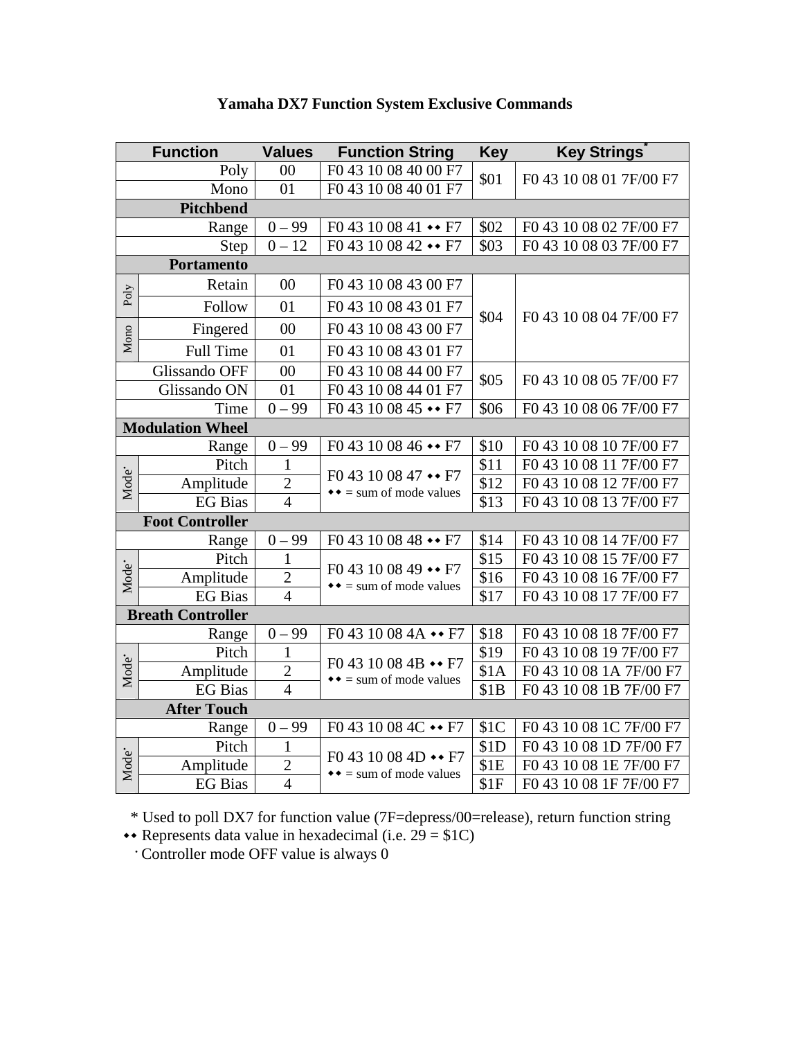# Yamaha DX7 Function System Exclusive Commands

| Function | | Values | Function String | Key | Key Strings* |
|---|---|---|---|---|---|
| | Poly | 00 | F0 43 10 08 40 00 F7 | $01 | F0 43 10 08 01 7F/00 F7 |
| | Mono | 01 | F0 43 10 08 40 01 F7 | | |
| **Pitchbend** | | | | | |
| | Range | 0 – 99 | F0 43 10 08 41 ◆◆ F7 | $02 | F0 43 10 08 02 7F/00 F7 |
| | Step | 0 – 12 | F0 43 10 08 42 ◆◆ F7 | $03 | F0 43 10 08 03 7F/00 F7 |
| **Portamento** | | | | | |
| Poly | Retain | 00 | F0 43 10 08 43 00 F7 | $04 | F0 43 10 08 04 7F/00 F7 |
| Poly | Follow | 01 | F0 43 10 08 43 01 F7 | | |
| Mono | Fingered | 00 | F0 43 10 08 43 00 F7 | | |
| Mono | Full Time | 01 | F0 43 10 08 43 01 F7 | | |
| | Glissando OFF | 00 | F0 43 10 08 44 00 F7 | $05 | F0 43 10 08 05 7F/00 F7 |
| | Glissando ON | 01 | F0 43 10 08 44 01 F7 | | |
| | Time | 0 – 99 | F0 43 10 08 45 ◆◆ F7 | $06 | F0 43 10 08 06 7F/00 F7 |
| **Modulation Wheel** | | | | | |
| | Range | 0 – 99 | F0 43 10 08 46 ◆◆ F7 | $10 | F0 43 10 08 10 7F/00 F7 |
| Mode· | Pitch | 1 | F0 43 10 08 47 ◆◆ F7 ◆◆ = sum of mode values | $11 | F0 43 10 08 11 7F/00 F7 |
| Mode· | Amplitude | 2 | | $12 | F0 43 10 08 12 7F/00 F7 |
| Mode· | EG Bias | 4 | | $13 | F0 43 10 08 13 7F/00 F7 |
| **Foot Controller** | | | | | |
| | Range | 0 – 99 | F0 43 10 08 48 ◆◆ F7 | $14 | F0 43 10 08 14 7F/00 F7 |
| Mode· | Pitch | 1 | F0 43 10 08 49 ◆◆ F7 ◆◆ = sum of mode values | $15 | F0 43 10 08 15 7F/00 F7 |
| Mode· | Amplitude | 2 | | $16 | F0 43 10 08 16 7F/00 F7 |
| Mode· | EG Bias | 4 | | $17 | F0 43 10 08 17 7F/00 F7 |
| **Breath Controller** | | | | | |
| | Range | 0 – 99 | F0 43 10 08 4A ◆◆ F7 | $18 | F0 43 10 08 18 7F/00 F7 |
| Mode· | Pitch | 1 | F0 43 10 08 4B ◆◆ F7 ◆◆ = sum of mode values | $19 | F0 43 10 08 19 7F/00 F7 |
| Mode· | Amplitude | 2 | | $1A | F0 43 10 08 1A 7F/00 F7 |
| Mode· | EG Bias | 4 | | $1B | F0 43 10 08 1B 7F/00 F7 |
| **After Touch** | | | | | |
| | Range | 0 – 99 | F0 43 10 08 4C ◆◆ F7 | $1C | F0 43 10 08 1C 7F/00 F7 |
| Mode· | Pitch | 1 | F0 43 10 08 4D ◆◆ F7 ◆◆ = sum of mode values | $1D | F0 43 10 08 1D 7F/00 F7 |
| Mode· | Amplitude | 2 | | $1E | F0 43 10 08 1E 7F/00 F7 |
| Mode· | EG Bias | 4 | | $1F | F0 43 10 08 1F 7F/00 F7 |

\* Used to poll DX7 for function value (7F=depress/00=release), return function string

◆◆ Represents data value in hexadecimal (i.e. 29 = $1C)

· Controller mode OFF value is always 0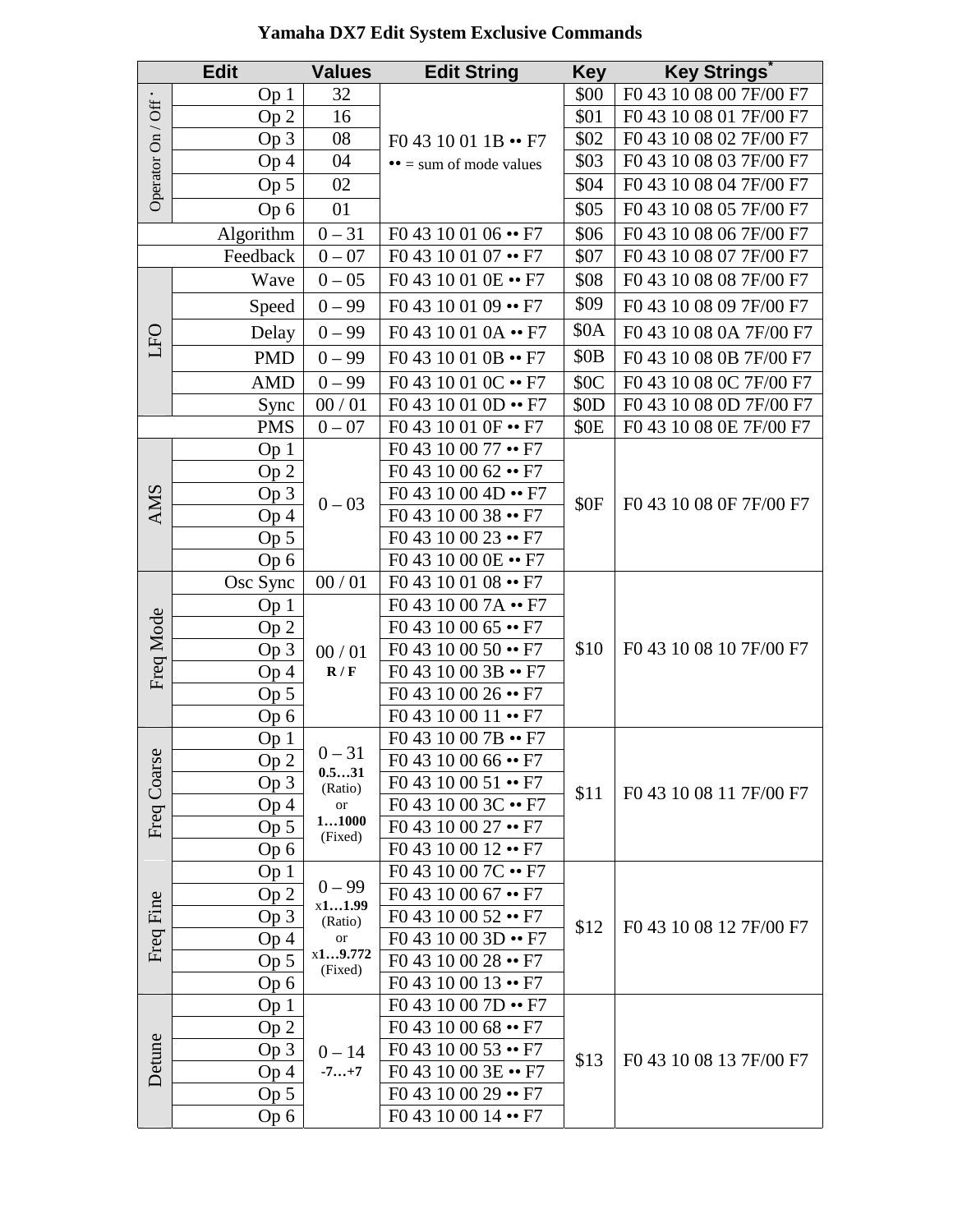# Yamaha DX7 Edit System Exclusive Commands

| Edit | | Values | Edit String | Key | Key Strings* |
|---|---|---|---|---|---|
| Operator On / Off * | Op 1 | 32 | F0 43 10 01 1B •• F7<br>•• = sum of mode values | $00 | F0 43 10 08 00 7F/00 F7 |
| | Op 2 | 16 | | $01 | F0 43 10 08 01 7F/00 F7 |
| | Op 3 | 08 | | $02 | F0 43 10 08 02 7F/00 F7 |
| | Op 4 | 04 | | $03 | F0 43 10 08 03 7F/00 F7 |
| | Op 5 | 02 | | $04 | F0 43 10 08 04 7F/00 F7 |
| | Op 6 | 01 | | $05 | F0 43 10 08 05 7F/00 F7 |
| | Algorithm | 0 – 31 | F0 43 10 01 06 •• F7 | $06 | F0 43 10 08 06 7F/00 F7 |
| | Feedback | 0 – 07 | F0 43 10 01 07 •• F7 | $07 | F0 43 10 08 07 7F/00 F7 |
| LFO | Wave | 0 – 05 | F0 43 10 01 0E •• F7 | $08 | F0 43 10 08 08 7F/00 F7 |
| | Speed | 0 – 99 | F0 43 10 01 09 •• F7 | $09 | F0 43 10 08 09 7F/00 F7 |
| | Delay | 0 – 99 | F0 43 10 01 0A •• F7 | $0A | F0 43 10 08 0A 7F/00 F7 |
| | PMD | 0 – 99 | F0 43 10 01 0B •• F7 | $0B | F0 43 10 08 0B 7F/00 F7 |
| | AMD | 0 – 99 | F0 43 10 01 0C •• F7 | $0C | F0 43 10 08 0C 7F/00 F7 |
| | Sync | 00 / 01 | F0 43 10 01 0D •• F7 | $0D | F0 43 10 08 0D 7F/00 F7 |
| | PMS | 0 – 07 | F0 43 10 01 0F •• F7 | $0E | F0 43 10 08 0E 7F/00 F7 |
| AMS | Op 1 | 0 – 03 | F0 43 10 00 77 •• F7 | $0F | F0 43 10 08 0F 7F/00 F7 |
| | Op 2 | | F0 43 10 00 62 •• F7 | | |
| | Op 3 | | F0 43 10 00 4D •• F7 | | |
| | Op 4 | | F0 43 10 00 38 •• F7 | | |
| | Op 5 | | F0 43 10 00 23 •• F7 | | |
| | Op 6 | | F0 43 10 00 0E •• F7 | | |
| Freq Mode | Osc Sync | 00 / 01 | F0 43 10 01 08 •• F7 | $10 | F0 43 10 08 10 7F/00 F7 |
| | Op 1 | 00 / 01<br>**R / F** | F0 43 10 00 7A •• F7 | | |
| | Op 2 | | F0 43 10 00 65 •• F7 | | |
| | Op 3 | | F0 43 10 00 50 •• F7 | | |
| | Op 4 | | F0 43 10 00 3B •• F7 | | |
| | Op 5 | | F0 43 10 00 26 •• F7 | | |
| | Op 6 | | F0 43 10 00 11 •• F7 | | |
| Freq Coarse | Op 1 | 0 – 31<br>**0.5…31** (Ratio) or **1…1000** (Fixed) | F0 43 10 00 7B •• F7 | $11 | F0 43 10 08 11 7F/00 F7 |
| | Op 2 | | F0 43 10 00 66 •• F7 | | |
| | Op 3 | | F0 43 10 00 51 •• F7 | | |
| | Op 4 | | F0 43 10 00 3C •• F7 | | |
| | Op 5 | | F0 43 10 00 27 •• F7 | | |
| | Op 6 | | F0 43 10 00 12 •• F7 | | |
| Freq Fine | Op 1 | 0 – 99<br>x**1…1.99** (Ratio) or x**1…9.772** (Fixed) | F0 43 10 00 7C •• F7 | $12 | F0 43 10 08 12 7F/00 F7 |
| | Op 2 | | F0 43 10 00 67 •• F7 | | |
| | Op 3 | | F0 43 10 00 52 •• F7 | | |
| | Op 4 | | F0 43 10 00 3D •• F7 | | |
| | Op 5 | | F0 43 10 00 28 •• F7 | | |
| | Op 6 | | F0 43 10 00 13 •• F7 | | |
| Detune | Op 1 | 0 – 14<br>**-7…+7** | F0 43 10 00 7D •• F7 | $13 | F0 43 10 08 13 7F/00 F7 |
| | Op 2 | | F0 43 10 00 68 •• F7 | | |
| | Op 3 | | F0 43 10 00 53 •• F7 | | |
| | Op 4 | | F0 43 10 00 3E •• F7 | | |
| | Op 5 | | F0 43 10 00 29 •• F7 | | |
| | Op 6 | | F0 43 10 00 14 •• F7 | | |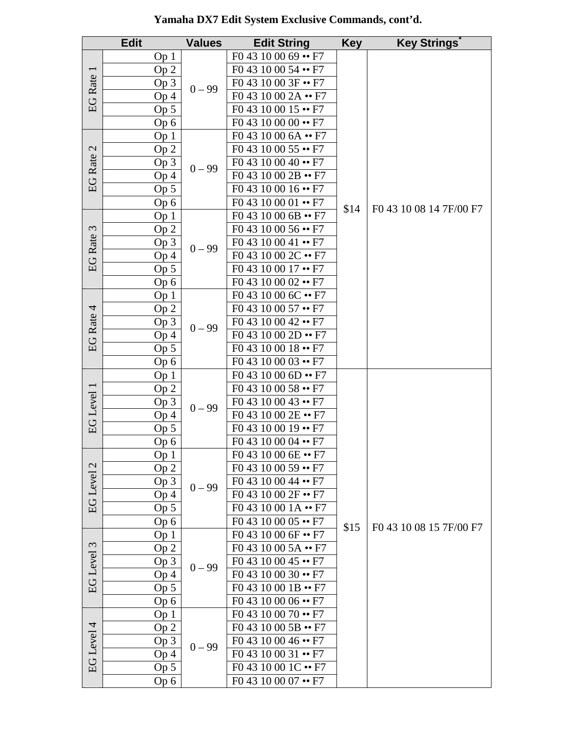**Yamaha DX7 Edit System Exclusive Commands, cont'd.**

| Edit | | Values | Edit String | Key | Key Strings* |
|---|---|---|---|---|---|
| EG Rate 1 | Op 1 | 0 – 99 | F0 43 10 00 69 •• F7 | $14 | F0 43 10 08 14 7F/00 F7 |
| | Op 2 | | F0 43 10 00 54 •• F7 | | |
| | Op 3 | | F0 43 10 00 3F •• F7 | | |
| | Op 4 | | F0 43 10 00 2A •• F7 | | |
| | Op 5 | | F0 43 10 00 15 •• F7 | | |
| | Op 6 | | F0 43 10 00 00 •• F7 | | |
| EG Rate 2 | Op 1 | 0 – 99 | F0 43 10 00 6A •• F7 | | |
| | Op 2 | | F0 43 10 00 55 •• F7 | | |
| | Op 3 | | F0 43 10 00 40 •• F7 | | |
| | Op 4 | | F0 43 10 00 2B •• F7 | | |
| | Op 5 | | F0 43 10 00 16 •• F7 | | |
| | Op 6 | | F0 43 10 00 01 •• F7 | | |
| EG Rate 3 | Op 1 | 0 – 99 | F0 43 10 00 6B •• F7 | | |
| | Op 2 | | F0 43 10 00 56 •• F7 | | |
| | Op 3 | | F0 43 10 00 41 •• F7 | | |
| | Op 4 | | F0 43 10 00 2C •• F7 | | |
| | Op 5 | | F0 43 10 00 17 •• F7 | | |
| | Op 6 | | F0 43 10 00 02 •• F7 | | |
| EG Rate 4 | Op 1 | 0 – 99 | F0 43 10 00 6C •• F7 | | |
| | Op 2 | | F0 43 10 00 57 •• F7 | | |
| | Op 3 | | F0 43 10 00 42 •• F7 | | |
| | Op 4 | | F0 43 10 00 2D •• F7 | | |
| | Op 5 | | F0 43 10 00 18 •• F7 | | |
| | Op 6 | | F0 43 10 00 03 •• F7 | | |
| EG Level 1 | Op 1 | 0 – 99 | F0 43 10 00 6D •• F7 | $15 | F0 43 10 08 15 7F/00 F7 |
| | Op 2 | | F0 43 10 00 58 •• F7 | | |
| | Op 3 | | F0 43 10 00 43 •• F7 | | |
| | Op 4 | | F0 43 10 00 2E •• F7 | | |
| | Op 5 | | F0 43 10 00 19 •• F7 | | |
| | Op 6 | | F0 43 10 00 04 •• F7 | | |
| EG Level 2 | Op 1 | 0 – 99 | F0 43 10 00 6E •• F7 | | |
| | Op 2 | | F0 43 10 00 59 •• F7 | | |
| | Op 3 | | F0 43 10 00 44 •• F7 | | |
| | Op 4 | | F0 43 10 00 2F •• F7 | | |
| | Op 5 | | F0 43 10 00 1A •• F7 | | |
| | Op 6 | | F0 43 10 00 05 •• F7 | | |
| EG Level 3 | Op 1 | 0 – 99 | F0 43 10 00 6F •• F7 | | |
| | Op 2 | | F0 43 10 00 5A •• F7 | | |
| | Op 3 | | F0 43 10 00 45 •• F7 | | |
| | Op 4 | | F0 43 10 00 30 •• F7 | | |
| | Op 5 | | F0 43 10 00 1B •• F7 | | |
| | Op 6 | | F0 43 10 00 06 •• F7 | | |
| EG Level 4 | Op 1 | 0 – 99 | F0 43 10 00 70 •• F7 | | |
| | Op 2 | | F0 43 10 00 5B •• F7 | | |
| | Op 3 | | F0 43 10 00 46 •• F7 | | |
| | Op 4 | | F0 43 10 00 31 •• F7 | | |
| | Op 5 | | F0 43 10 00 1C •• F7 | | |
| | Op 6 | | F0 43 10 00 07 •• F7 | | |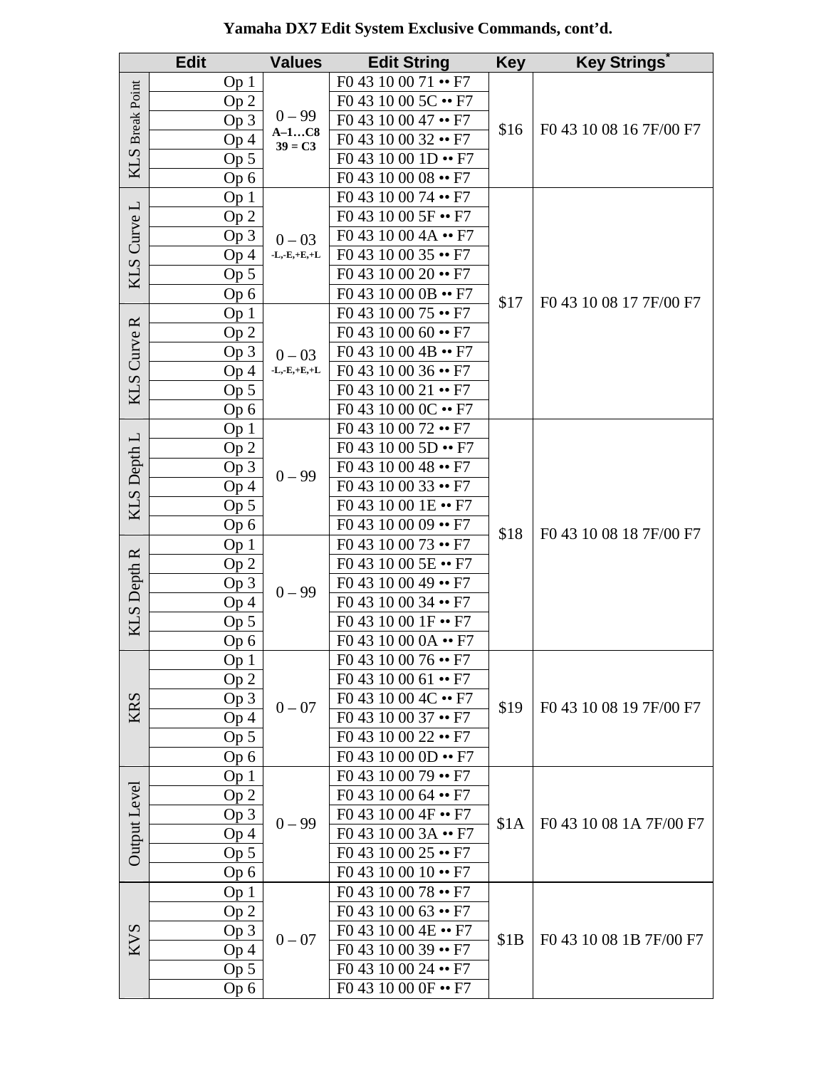# Yamaha DX7 Edit System Exclusive Commands, cont'd.

| Edit | | Values | Edit String | Key | Key Strings* |
|---|---|---|---|---|---|
| KLS Break Point | Op 1 | 0 – 99 A–1…C8 39 = C3 | F0 43 10 00 71 •• F7 | $16 | F0 43 10 08 16 7F/00 F7 |
| | Op 2 | | F0 43 10 00 5C •• F7 | | |
| | Op 3 | | F0 43 10 00 47 •• F7 | | |
| | Op 4 | | F0 43 10 00 32 •• F7 | | |
| | Op 5 | | F0 43 10 00 1D •• F7 | | |
| | Op 6 | | F0 43 10 00 08 •• F7 | | |
| KLS Curve L | Op 1 | 0 – 03 -L,-E,+E,+L | F0 43 10 00 74 •• F7 | $17 | F0 43 10 08 17 7F/00 F7 |
| | Op 2 | | F0 43 10 00 5F •• F7 | | |
| | Op 3 | | F0 43 10 00 4A •• F7 | | |
| | Op 4 | | F0 43 10 00 35 •• F7 | | |
| | Op 5 | | F0 43 10 00 20 •• F7 | | |
| | Op 6 | | F0 43 10 00 0B •• F7 | | |
| KLS Curve R | Op 1 | 0 – 03 -L,-E,+E,+L | F0 43 10 00 75 •• F7 | | |
| | Op 2 | | F0 43 10 00 60 •• F7 | | |
| | Op 3 | | F0 43 10 00 4B •• F7 | | |
| | Op 4 | | F0 43 10 00 36 •• F7 | | |
| | Op 5 | | F0 43 10 00 21 •• F7 | | |
| | Op 6 | | F0 43 10 00 0C •• F7 | | |
| KLS Depth L | Op 1 | 0 – 99 | F0 43 10 00 72 •• F7 | $18 | F0 43 10 08 18 7F/00 F7 |
| | Op 2 | | F0 43 10 00 5D •• F7 | | |
| | Op 3 | | F0 43 10 00 48 •• F7 | | |
| | Op 4 | | F0 43 10 00 33 •• F7 | | |
| | Op 5 | | F0 43 10 00 1E •• F7 | | |
| | Op 6 | | F0 43 10 00 09 •• F7 | | |
| KLS Depth R | Op 1 | 0 – 99 | F0 43 10 00 73 •• F7 | | |
| | Op 2 | | F0 43 10 00 5E •• F7 | | |
| | Op 3 | | F0 43 10 00 49 •• F7 | | |
| | Op 4 | | F0 43 10 00 34 •• F7 | | |
| | Op 5 | | F0 43 10 00 1F •• F7 | | |
| | Op 6 | | F0 43 10 00 0A •• F7 | | |
| KRS | Op 1 | 0 – 07 | F0 43 10 00 76 •• F7 | $19 | F0 43 10 08 19 7F/00 F7 |
| | Op 2 | | F0 43 10 00 61 •• F7 | | |
| | Op 3 | | F0 43 10 00 4C •• F7 | | |
| | Op 4 | | F0 43 10 00 37 •• F7 | | |
| | Op 5 | | F0 43 10 00 22 •• F7 | | |
| | Op 6 | | F0 43 10 00 0D •• F7 | | |
| Output Level | Op 1 | 0 – 99 | F0 43 10 00 79 •• F7 | $1A | F0 43 10 08 1A 7F/00 F7 |
| | Op 2 | | F0 43 10 00 64 •• F7 | | |
| | Op 3 | | F0 43 10 00 4F •• F7 | | |
| | Op 4 | | F0 43 10 00 3A •• F7 | | |
| | Op 5 | | F0 43 10 00 25 •• F7 | | |
| | Op 6 | | F0 43 10 00 10 •• F7 | | |
| KVS | Op 1 | 0 – 07 | F0 43 10 00 78 •• F7 | $1B | F0 43 10 08 1B 7F/00 F7 |
| | Op 2 | | F0 43 10 00 63 •• F7 | | |
| | Op 3 | | F0 43 10 00 4E •• F7 | | |
| | Op 4 | | F0 43 10 00 39 •• F7 | | |
| | Op 5 | | F0 43 10 00 24 •• F7 | | |
| | Op 6 | | F0 43 10 00 0F •• F7 | | |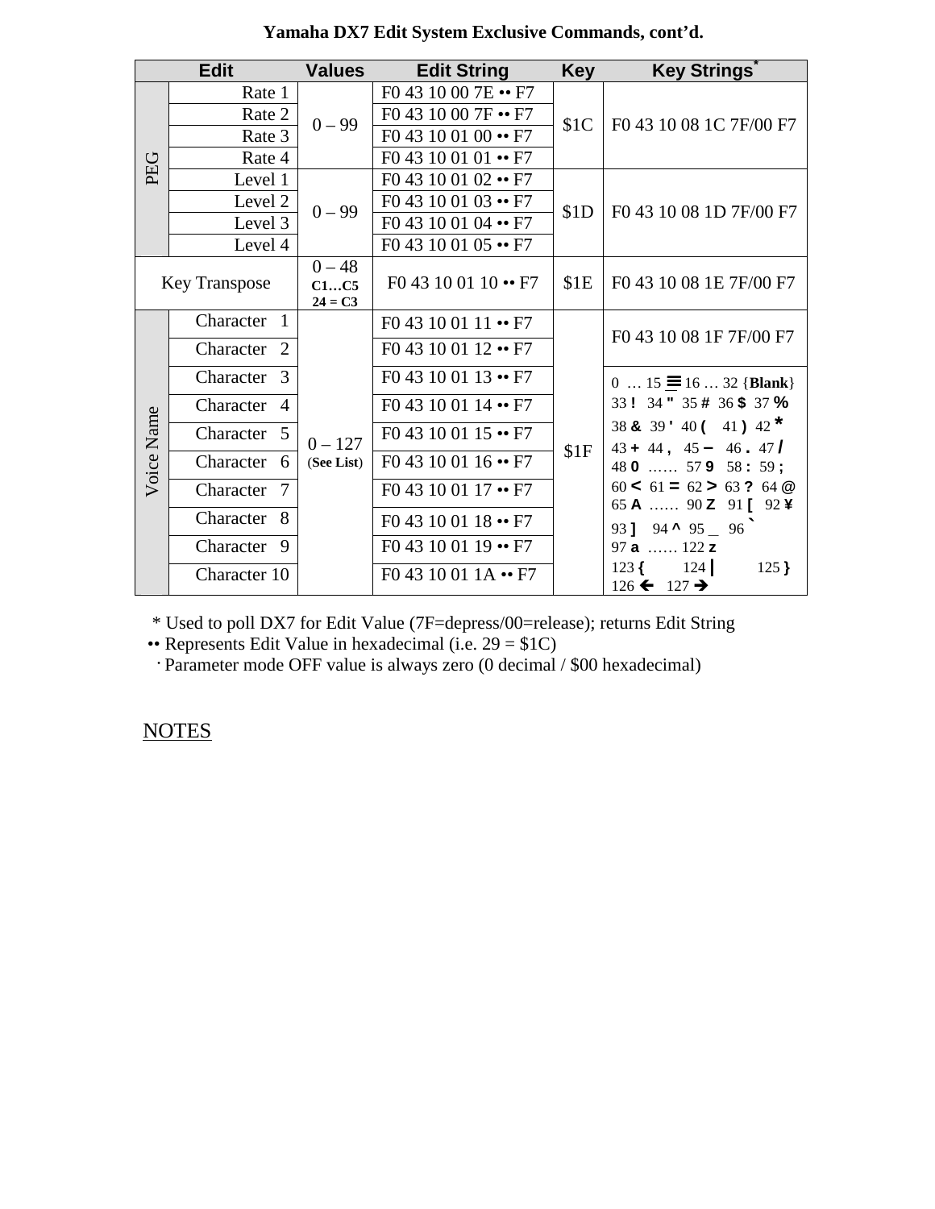**Yamaha DX7 Edit System Exclusive Commands, cont'd.**

| Edit | | Values | Edit String | Key | Key Strings* |
|---|---|---|---|---|---|
| PEG | Rate 1 | 0 – 99 | F0 43 10 00 7E •• F7 | $1C | F0 43 10 08 1C 7F/00 F7 |
| | Rate 2 | | F0 43 10 00 7F •• F7 | | |
| | Rate 3 | | F0 43 10 01 00 •• F7 | | |
| | Rate 4 | | F0 43 10 01 01 •• F7 | | |
| | Level 1 | 0 – 99 | F0 43 10 01 02 •• F7 | $1D | F0 43 10 08 1D 7F/00 F7 |
| | Level 2 | | F0 43 10 01 03 •• F7 | | |
| | Level 3 | | F0 43 10 01 04 •• F7 | | |
| | Level 4 | | F0 43 10 01 05 •• F7 | | |
| Key Transpose | | 0 – 48 **C1…C5** **24 = C3** | F0 43 10 01 10 •• F7 | $1E | F0 43 10 08 1E 7F/00 F7 |
| Voice Name | Character 1 | 0 – 127 (**See List**) | F0 43 10 01 11 •• F7 | $1F | F0 43 10 08 1F 7F/00 F7 |
| | Character 2 | | F0 43 10 01 12 •• F7 | | |
| | Character 3 | | F0 43 10 01 13 •• F7 | | 0 … 15 ≡ 16 … 32 {**Blank**} 33 ! 34 " 35 # 36 $ 37 % 38 & 39 ' 40 ( 41 ) 42 * 43 + 44 , 45 – 46 . 47 / 48 0 …… 57 9 58 : 59 ; 60 < 61 = 62 > 63 ? 64 @ 65 A …… 90 Z 91 [ 92 ¥ 93 ] 94 ^ 95 _ 96 ` 97 a …… 122 z 123 { 124 \| 125 } 126 ← 127 → |
| | Character 4 | | F0 43 10 01 14 •• F7 | | |
| | Character 5 | | F0 43 10 01 15 •• F7 | | |
| | Character 6 | | F0 43 10 01 16 •• F7 | | |
| | Character 7 | | F0 43 10 01 17 •• F7 | | |
| | Character 8 | | F0 43 10 01 18 •• F7 | | |
| | Character 9 | | F0 43 10 01 19 •• F7 | | |
| | Character 10 | | F0 43 10 01 1A •• F7 | | |

\* Used to poll DX7 for Edit Value (7F=depress/00=release); returns Edit String

•• Represents Edit Value in hexadecimal (i.e. 29 = $1C)

· Parameter mode OFF value is always zero (0 decimal / $00 hexadecimal)

<u>NOTES</u>